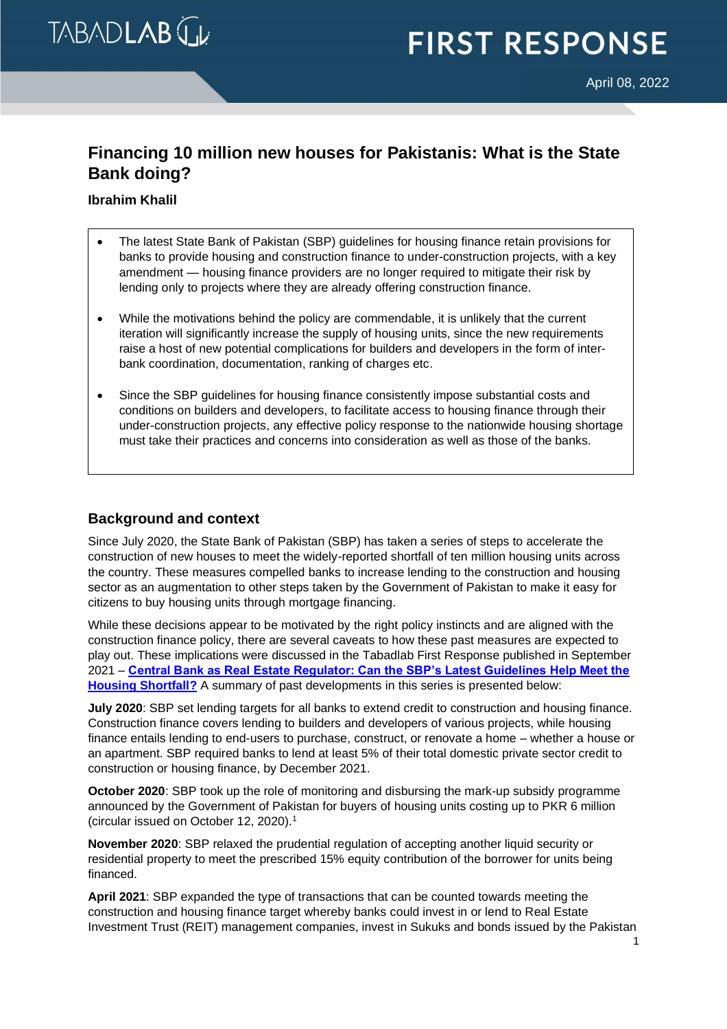TABADLAB

# FIRST RESPONSE

April 08, 2022

## Financing 10 million new houses for Pakistanis: What is the State Bank doing?

**Ibrahim Khalil**

- The latest State Bank of Pakistan (SBP) guidelines for housing finance retain provisions for banks to provide housing and construction finance to under-construction projects, with a key amendment — housing finance providers are no longer required to mitigate their risk by lending only to projects where they are already offering construction finance.
- While the motivations behind the policy are commendable, it is unlikely that the current iteration will significantly increase the supply of housing units, since the new requirements raise a host of new potential complications for builders and developers in the form of inter-bank coordination, documentation, ranking of charges etc.
- Since the SBP guidelines for housing finance consistently impose substantial costs and conditions on builders and developers, to facilitate access to housing finance through their under-construction projects, any effective policy response to the nationwide housing shortage must take their practices and concerns into consideration as well as those of the banks.

### Background and context

Since July 2020, the State Bank of Pakistan (SBP) has taken a series of steps to accelerate the construction of new houses to meet the widely-reported shortfall of ten million housing units across the country. These measures compelled banks to increase lending to the construction and housing sector as an augmentation to other steps taken by the Government of Pakistan to make it easy for citizens to buy housing units through mortgage financing.

While these decisions appear to be motivated by the right policy instincts and are aligned with the construction finance policy, there are several caveats to how these past measures are expected to play out. These implications were discussed in the Tabadlab First Response published in September 2021 – **Central Bank as Real Estate Regulator: Can the SBP's Latest Guidelines Help Meet the Housing Shortfall?** A summary of past developments in this series is presented below:

**July 2020**: SBP set lending targets for all banks to extend credit to construction and housing finance. Construction finance covers lending to builders and developers of various projects, while housing finance entails lending to end-users to purchase, construct, or renovate a home – whether a house or an apartment. SBP required banks to lend at least 5% of their total domestic private sector credit to construction or housing finance, by December 2021.

**October 2020**: SBP took up the role of monitoring and disbursing the mark-up subsidy programme announced by the Government of Pakistan for buyers of housing units costing up to PKR 6 million (circular issued on October 12, 2020).[1]

**November 2020**: SBP relaxed the prudential regulation of accepting another liquid security or residential property to meet the prescribed 15% equity contribution of the borrower for units being financed.

**April 2021**: SBP expanded the type of transactions that can be counted towards meeting the construction and housing finance target whereby banks could invest in or lend to Real Estate Investment Trust (REIT) management companies, invest in Sukuks and bonds issued by the Pakistan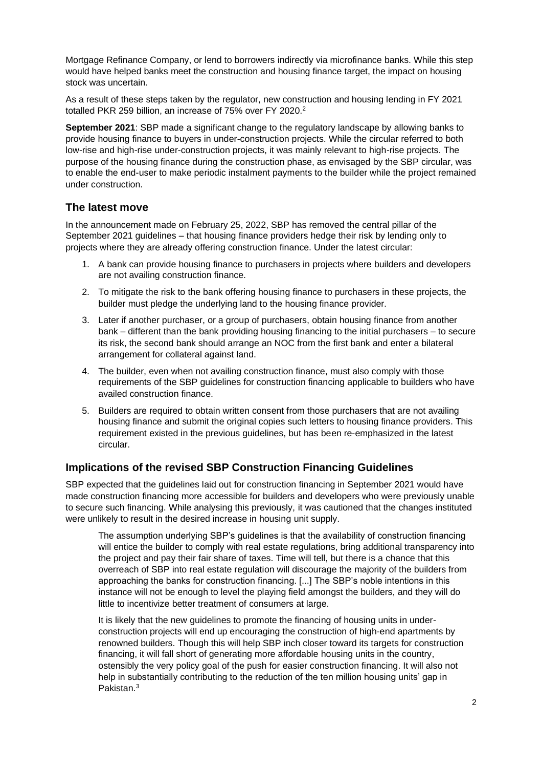Mortgage Refinance Company, or lend to borrowers indirectly via microfinance banks. While this step would have helped banks meet the construction and housing finance target, the impact on housing stock was uncertain.

As a result of these steps taken by the regulator, new construction and housing lending in FY 2021 totalled PKR 259 billion, an increase of 75% over FY 2020.[2]

**September 2021**: SBP made a significant change to the regulatory landscape by allowing banks to provide housing finance to buyers in under-construction projects. While the circular referred to both low-rise and high-rise under-construction projects, it was mainly relevant to high-rise projects. The purpose of the housing finance during the construction phase, as envisaged by the SBP circular, was to enable the end-user to make periodic instalment payments to the builder while the project remained under construction.

## The latest move

In the announcement made on February 25, 2022, SBP has removed the central pillar of the September 2021 guidelines – that housing finance providers hedge their risk by lending only to projects where they are already offering construction finance. Under the latest circular:

1. A bank can provide housing finance to purchasers in projects where builders and developers are not availing construction finance.
2. To mitigate the risk to the bank offering housing finance to purchasers in these projects, the builder must pledge the underlying land to the housing finance provider.
3. Later if another purchaser, or a group of purchasers, obtain housing finance from another bank – different than the bank providing housing financing to the initial purchasers – to secure its risk, the second bank should arrange an NOC from the first bank and enter a bilateral arrangement for collateral against land.
4. The builder, even when not availing construction finance, must also comply with those requirements of the SBP guidelines for construction financing applicable to builders who have availed construction finance.
5. Builders are required to obtain written consent from those purchasers that are not availing housing finance and submit the original copies such letters to housing finance providers. This requirement existed in the previous guidelines, but has been re-emphasized in the latest circular.

## Implications of the revised SBP Construction Financing Guidelines

SBP expected that the guidelines laid out for construction financing in September 2021 would have made construction financing more accessible for builders and developers who were previously unable to secure such financing. While analysing this previously, it was cautioned that the changes instituted were unlikely to result in the desired increase in housing unit supply.

> The assumption underlying SBP's guidelines is that the availability of construction financing will entice the builder to comply with real estate regulations, bring additional transparency into the project and pay their fair share of taxes. Time will tell, but there is a chance that this overreach of SBP into real estate regulation will discourage the majority of the builders from approaching the banks for construction financing. [...] The SBP's noble intentions in this instance will not be enough to level the playing field amongst the builders, and they will do little to incentivize better treatment of consumers at large.
>
> It is likely that the new guidelines to promote the financing of housing units in under-construction projects will end up encouraging the construction of high-end apartments by renowned builders. Though this will help SBP inch closer toward its targets for construction financing, it will fall short of generating more affordable housing units in the country, ostensibly the very policy goal of the push for easier construction financing. It will also not help in substantially contributing to the reduction of the ten million housing units' gap in Pakistan.[3]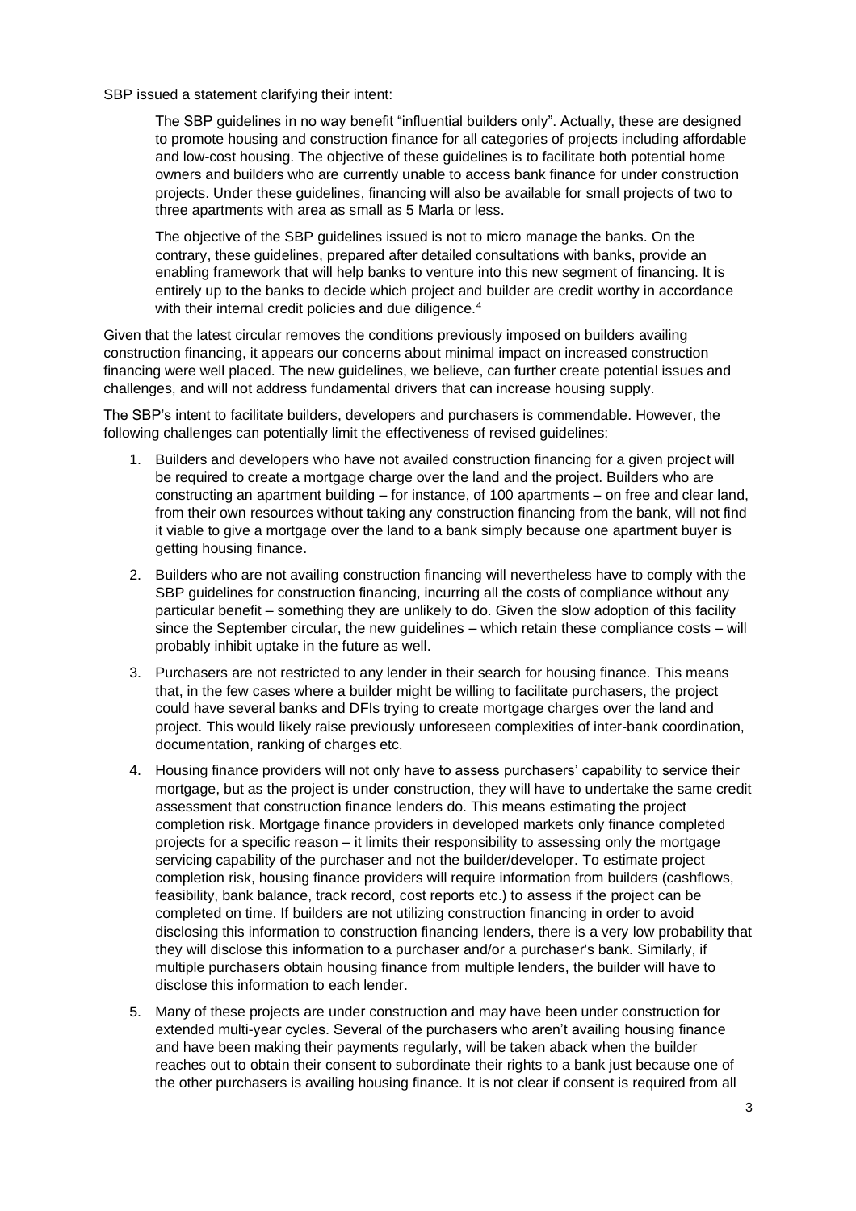SBP issued a statement clarifying their intent:

> The SBP guidelines in no way benefit "influential builders only". Actually, these are designed to promote housing and construction finance for all categories of projects including affordable and low-cost housing. The objective of these guidelines is to facilitate both potential home owners and builders who are currently unable to access bank finance for under construction projects. Under these guidelines, financing will also be available for small projects of two to three apartments with area as small as 5 Marla or less.
>
> The objective of the SBP guidelines issued is not to micro manage the banks. On the contrary, these guidelines, prepared after detailed consultations with banks, provide an enabling framework that will help banks to venture into this new segment of financing. It is entirely up to the banks to decide which project and builder are credit worthy in accordance with their internal credit policies and due diligence.[4]

Given that the latest circular removes the conditions previously imposed on builders availing construction financing, it appears our concerns about minimal impact on increased construction financing were well placed. The new guidelines, we believe, can further create potential issues and challenges, and will not address fundamental drivers that can increase housing supply.

The SBP's intent to facilitate builders, developers and purchasers is commendable. However, the following challenges can potentially limit the effectiveness of revised guidelines:

1. Builders and developers who have not availed construction financing for a given project will be required to create a mortgage charge over the land and the project. Builders who are constructing an apartment building – for instance, of 100 apartments – on free and clear land, from their own resources without taking any construction financing from the bank, will not find it viable to give a mortgage over the land to a bank simply because one apartment buyer is getting housing finance.
2. Builders who are not availing construction financing will nevertheless have to comply with the SBP guidelines for construction financing, incurring all the costs of compliance without any particular benefit – something they are unlikely to do. Given the slow adoption of this facility since the September circular, the new guidelines – which retain these compliance costs – will probably inhibit uptake in the future as well.
3. Purchasers are not restricted to any lender in their search for housing finance. This means that, in the few cases where a builder might be willing to facilitate purchasers, the project could have several banks and DFIs trying to create mortgage charges over the land and project. This would likely raise previously unforeseen complexities of inter-bank coordination, documentation, ranking of charges etc.
4. Housing finance providers will not only have to assess purchasers' capability to service their mortgage, but as the project is under construction, they will have to undertake the same credit assessment that construction finance lenders do. This means estimating the project completion risk. Mortgage finance providers in developed markets only finance completed projects for a specific reason – it limits their responsibility to assessing only the mortgage servicing capability of the purchaser and not the builder/developer. To estimate project completion risk, housing finance providers will require information from builders (cashflows, feasibility, bank balance, track record, cost reports etc.) to assess if the project can be completed on time. If builders are not utilizing construction financing in order to avoid disclosing this information to construction financing lenders, there is a very low probability that they will disclose this information to a purchaser and/or a purchaser's bank. Similarly, if multiple purchasers obtain housing finance from multiple lenders, the builder will have to disclose this information to each lender.
5. Many of these projects are under construction and may have been under construction for extended multi-year cycles. Several of the purchasers who aren't availing housing finance and have been making their payments regularly, will be taken aback when the builder reaches out to obtain their consent to subordinate their rights to a bank just because one of the other purchasers is availing housing finance. It is not clear if consent is required from all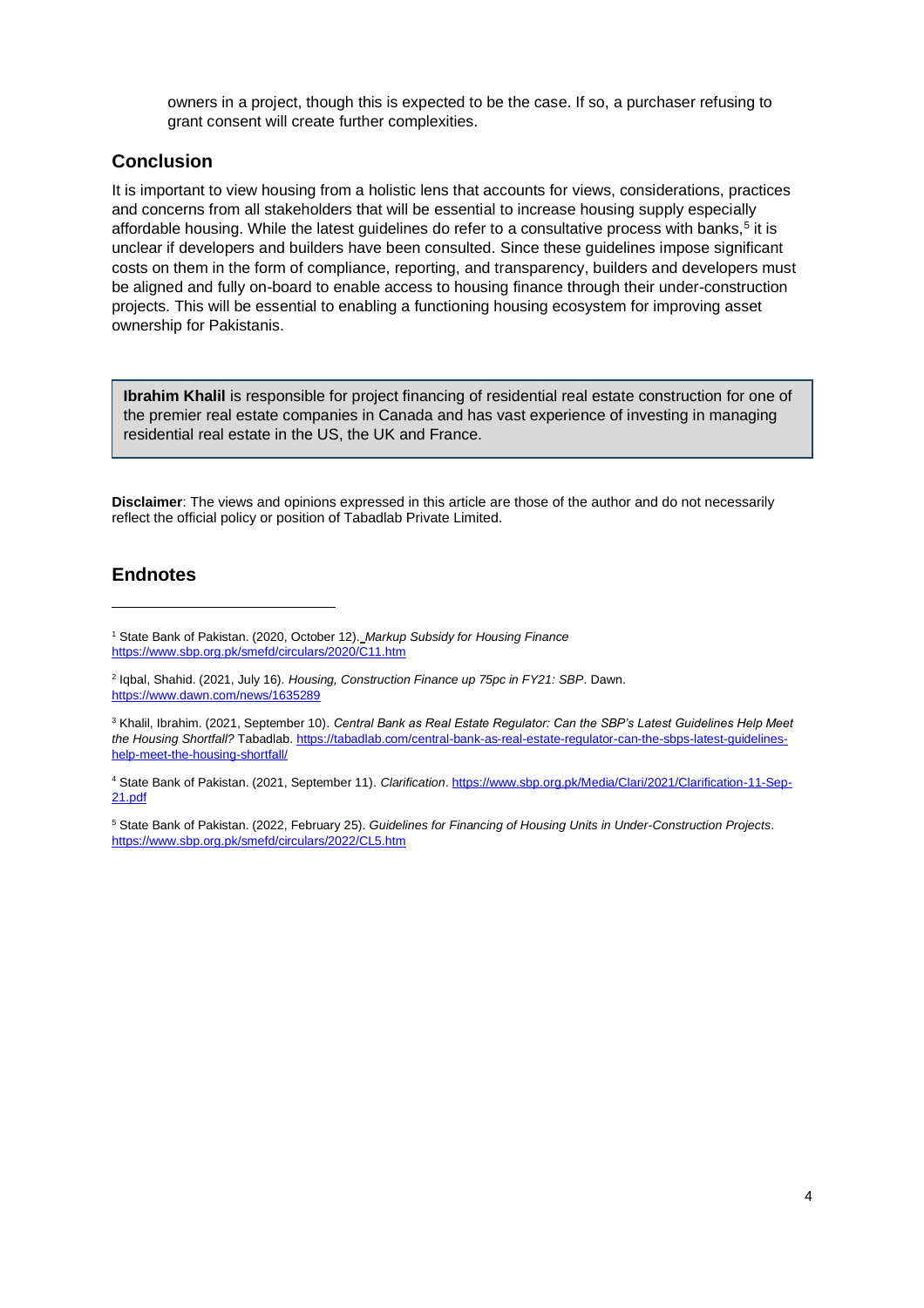owners in a project, though this is expected to be the case. If so, a purchaser refusing to grant consent will create further complexities.

## Conclusion

It is important to view housing from a holistic lens that accounts for views, considerations, practices and concerns from all stakeholders that will be essential to increase housing supply especially affordable housing. While the latest guidelines do refer to a consultative process with banks,[5] it is unclear if developers and builders have been consulted. Since these guidelines impose significant costs on them in the form of compliance, reporting, and transparency, builders and developers must be aligned and fully on-board to enable access to housing finance through their under-construction projects. This will be essential to enabling a functioning housing ecosystem for improving asset ownership for Pakistanis.

**Ibrahim Khalil** is responsible for project financing of residential real estate construction for one of the premier real estate companies in Canada and has vast experience of investing in managing residential real estate in the US, the UK and France.

**Disclaimer**: The views and opinions expressed in this article are those of the author and do not necessarily reflect the official policy or position of Tabadlab Private Limited.

## Endnotes

[1] State Bank of Pakistan. (2020, October 12). *Markup Subsidy for Housing Finance* https://www.sbp.org.pk/smefd/circulars/2020/C11.htm

[2] Iqbal, Shahid. (2021, July 16). *Housing, Construction Finance up 75pc in FY21: SBP*. Dawn. https://www.dawn.com/news/1635289

[3] Khalil, Ibrahim. (2021, September 10). *Central Bank as Real Estate Regulator: Can the SBP's Latest Guidelines Help Meet the Housing Shortfall?* Tabadlab. https://tabadlab.com/central-bank-as-real-estate-regulator-can-the-sbps-latest-guidelines-help-meet-the-housing-shortfall/

[4] State Bank of Pakistan. (2021, September 11). *Clarification*. https://www.sbp.org.pk/Media/Clari/2021/Clarification-11-Sep-21.pdf

[5] State Bank of Pakistan. (2022, February 25). *Guidelines for Financing of Housing Units in Under-Construction Projects*. https://www.sbp.org.pk/smefd/circulars/2022/CL5.htm